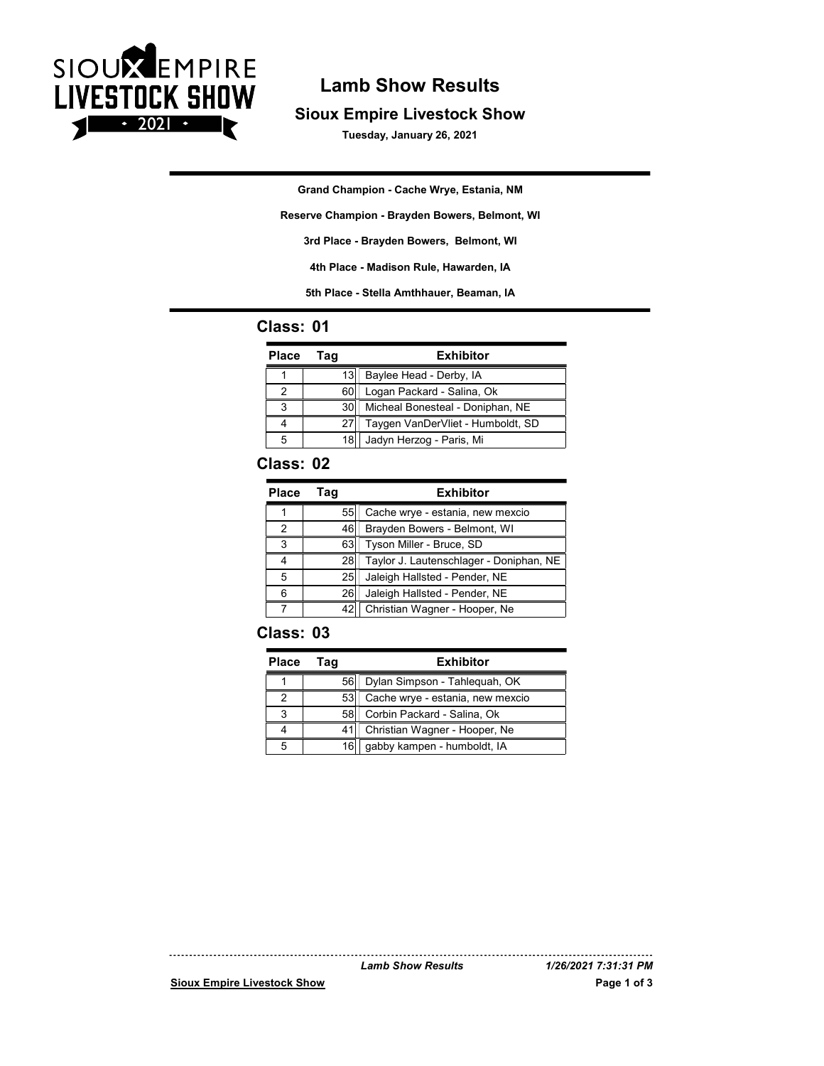# Lamb Show Results

## Sioux Empire Livestock Show

**Tuesday, January 26, 2021**

---

**Grand Champion - Cache Wrye, Estania, NM**

**Reserve Champion - Brayden Bowers, Belmont, WI**

**3rd Place - Brayden Bowers, Belmont, WI**

**4th Place - Madison Rule, Hawarden, IA**

**5th Place - Stella Amthhauer, Beaman, IA**

---

## Class: 01

| Place | Tag | Exhibitor |
|---|---|---|
| 1 | 13 | Baylee Head - Derby, IA |
| 2 | 60 | Logan Packard - Salina, Ok |
| 3 | 30 | Micheal Bonesteal - Doniphan, NE |
| 4 | 27 | Taygen VanDerVliet - Humboldt, SD |
| 5 | 18 | Jadyn Herzog - Paris, Mi |

## Class: 02

| Place | Tag | Exhibitor |
|---|---|---|
| 1 | 55 | Cache wrye - estania, new mexcio |
| 2 | 46 | Brayden Bowers - Belmont, WI |
| 3 | 63 | Tyson Miller - Bruce, SD |
| 4 | 28 | Taylor J. Lautenschlager - Doniphan, NE |
| 5 | 25 | Jaleigh Hallsted - Pender, NE |
| 6 | 26 | Jaleigh Hallsted - Pender, NE |
| 7 | 42 | Christian Wagner - Hooper, Ne |

## Class: 03

| Place | Tag | Exhibitor |
|---|---|---|
| 1 | 56 | Dylan Simpson - Tahlequah, OK |
| 2 | 53 | Cache wrye - estania, new mexcio |
| 3 | 58 | Corbin Packard - Salina, Ok |
| 4 | 41 | Christian Wagner - Hooper, Ne |
| 5 | 16 | gabby kampen - humboldt, IA |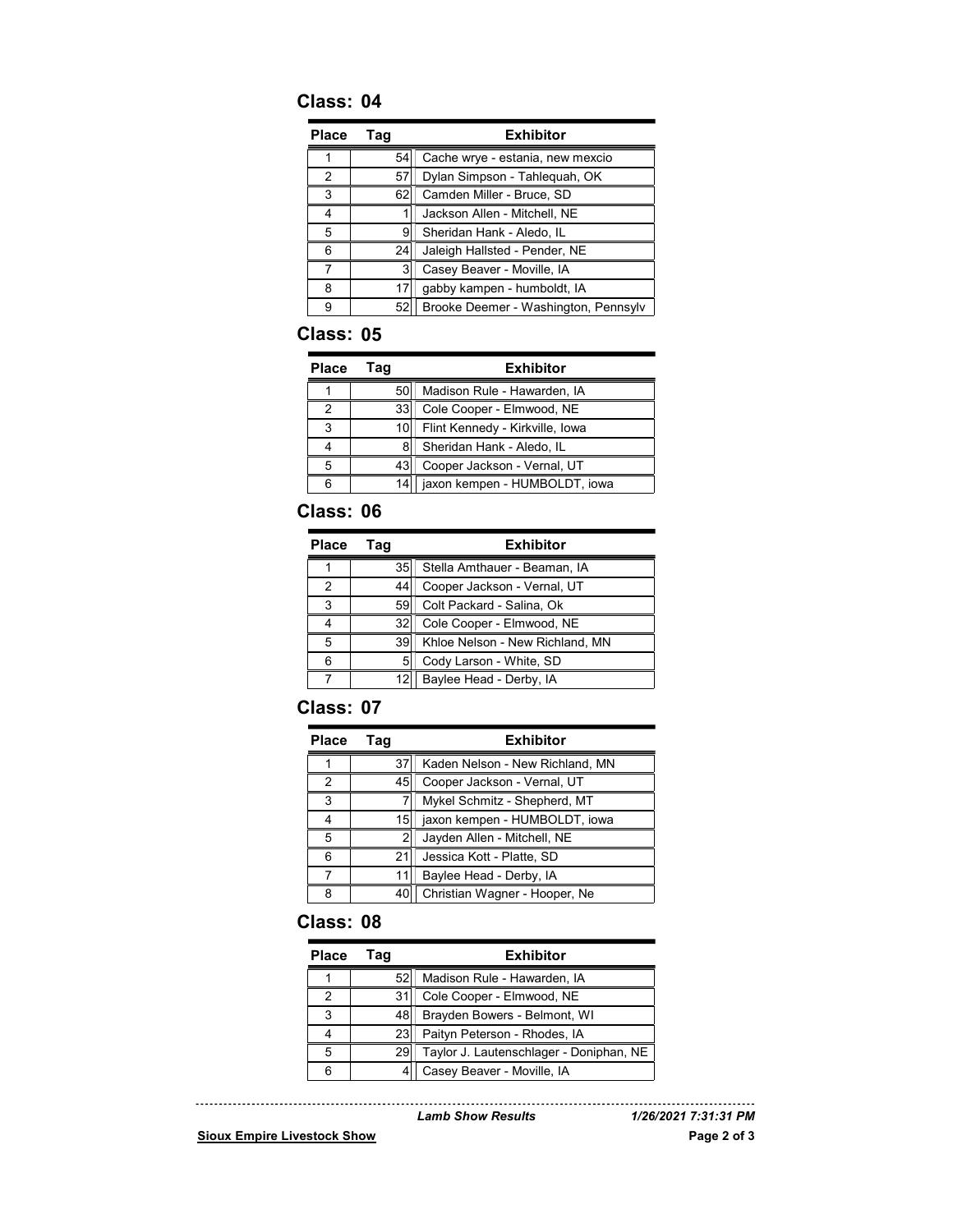## Class: 04

| Place | Tag | Exhibitor |
|---|---|---|
| 1 | 54 | Cache wrye - estania, new mexcio |
| 2 | 57 | Dylan Simpson - Tahlequah, OK |
| 3 | 62 | Camden Miller - Bruce, SD |
| 4 | 1 | Jackson Allen - Mitchell, NE |
| 5 | 9 | Sheridan Hank - Aledo, IL |
| 6 | 24 | Jaleigh Hallsted - Pender, NE |
| 7 | 3 | Casey Beaver - Moville, IA |
| 8 | 17 | gabby kampen - humboldt, IA |
| 9 | 52 | Brooke Deemer - Washington, Pennsylv |

## Class: 05

| Place | Tag | Exhibitor |
|---|---|---|
| 1 | 50 | Madison Rule - Hawarden, IA |
| 2 | 33 | Cole Cooper - Elmwood, NE |
| 3 | 10 | Flint Kennedy - Kirkville, Iowa |
| 4 | 8 | Sheridan Hank - Aledo, IL |
| 5 | 43 | Cooper Jackson - Vernal, UT |
| 6 | 14 | jaxon kempen - HUMBOLDT, iowa |

## Class: 06

| Place | Tag | Exhibitor |
|---|---|---|
| 1 | 35 | Stella Amthauer - Beaman, IA |
| 2 | 44 | Cooper Jackson - Vernal, UT |
| 3 | 59 | Colt Packard - Salina, Ok |
| 4 | 32 | Cole Cooper - Elmwood, NE |
| 5 | 39 | Khloe Nelson - New Richland, MN |
| 6 | 5 | Cody Larson - White, SD |
| 7 | 12 | Baylee Head - Derby, IA |

## Class: 07

| Place | Tag | Exhibitor |
|---|---|---|
| 1 | 37 | Kaden Nelson - New Richland, MN |
| 2 | 45 | Cooper Jackson - Vernal, UT |
| 3 | 7 | Mykel Schmitz - Shepherd, MT |
| 4 | 15 | jaxon kempen - HUMBOLDT, iowa |
| 5 | 2 | Jayden Allen - Mitchell, NE |
| 6 | 21 | Jessica Kott - Platte, SD |
| 7 | 11 | Baylee Head - Derby, IA |
| 8 | 40 | Christian Wagner - Hooper, Ne |

## Class: 08

| Place | Tag | Exhibitor |
|---|---|---|
| 1 | 52 | Madison Rule - Hawarden, IA |
| 2 | 31 | Cole Cooper - Elmwood, NE |
| 3 | 48 | Brayden Bowers - Belmont, WI |
| 4 | 23 | Paityn Peterson - Rhodes, IA |
| 5 | 29 | Taylor J. Lautenschlager - Doniphan, NE |
| 6 | 4 | Casey Beaver - Moville, IA |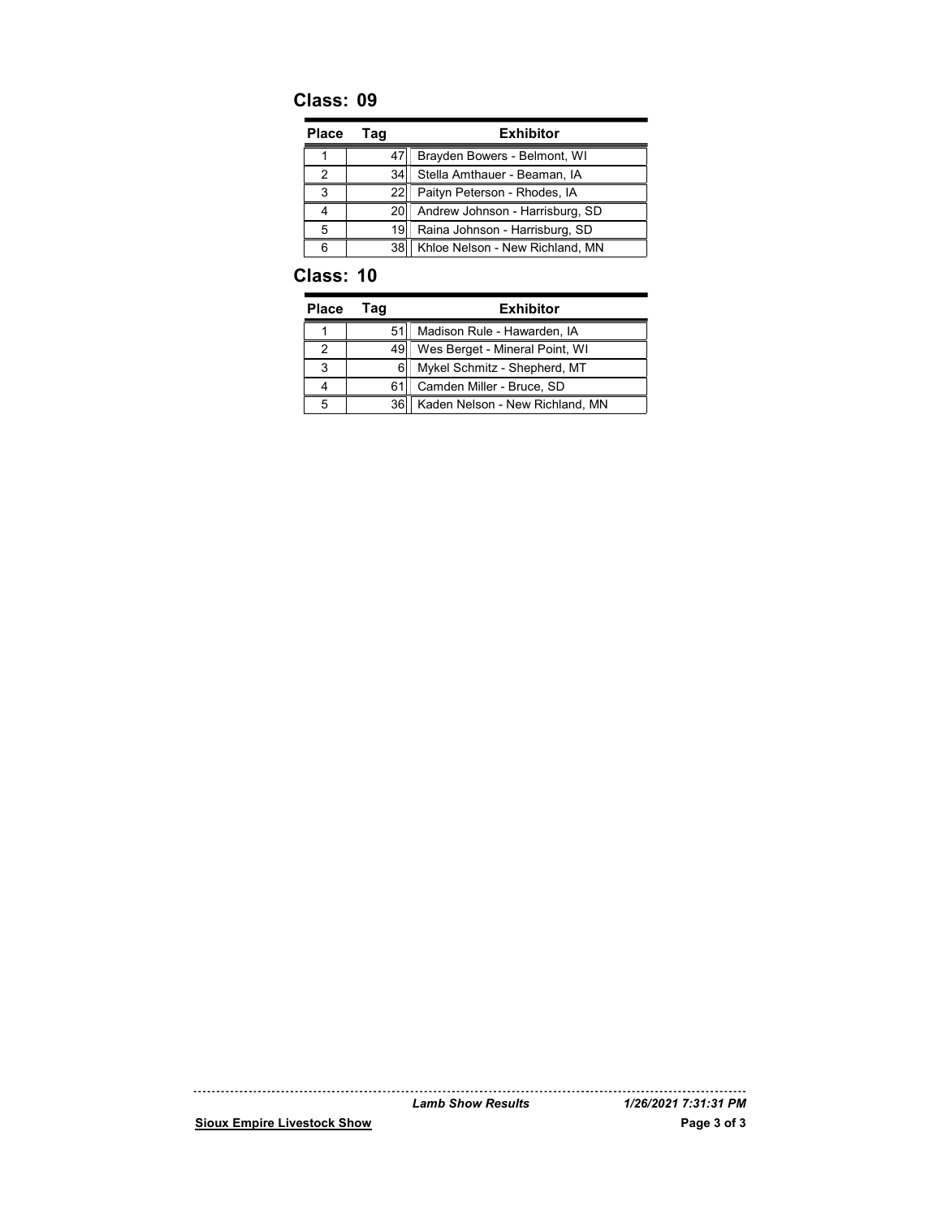## Class: 09

| Place | Tag | Exhibitor |
|---|---|---|
| 1 | 47 | Brayden Bowers - Belmont, WI |
| 2 | 34 | Stella Amthauer - Beaman, IA |
| 3 | 22 | Paityn Peterson - Rhodes, IA |
| 4 | 20 | Andrew Johnson - Harrisburg, SD |
| 5 | 19 | Raina Johnson - Harrisburg, SD |
| 6 | 38 | Khloe Nelson - New Richland, MN |

## Class: 10

| Place | Tag | Exhibitor |
|---|---|---|
| 1 | 51 | Madison Rule - Hawarden, IA |
| 2 | 49 | Wes Berget - Mineral Point, WI |
| 3 | 6 | Mykel Schmitz - Shepherd, MT |
| 4 | 61 | Camden Miller - Bruce, SD |
| 5 | 36 | Kaden Nelson - New Richland, MN |